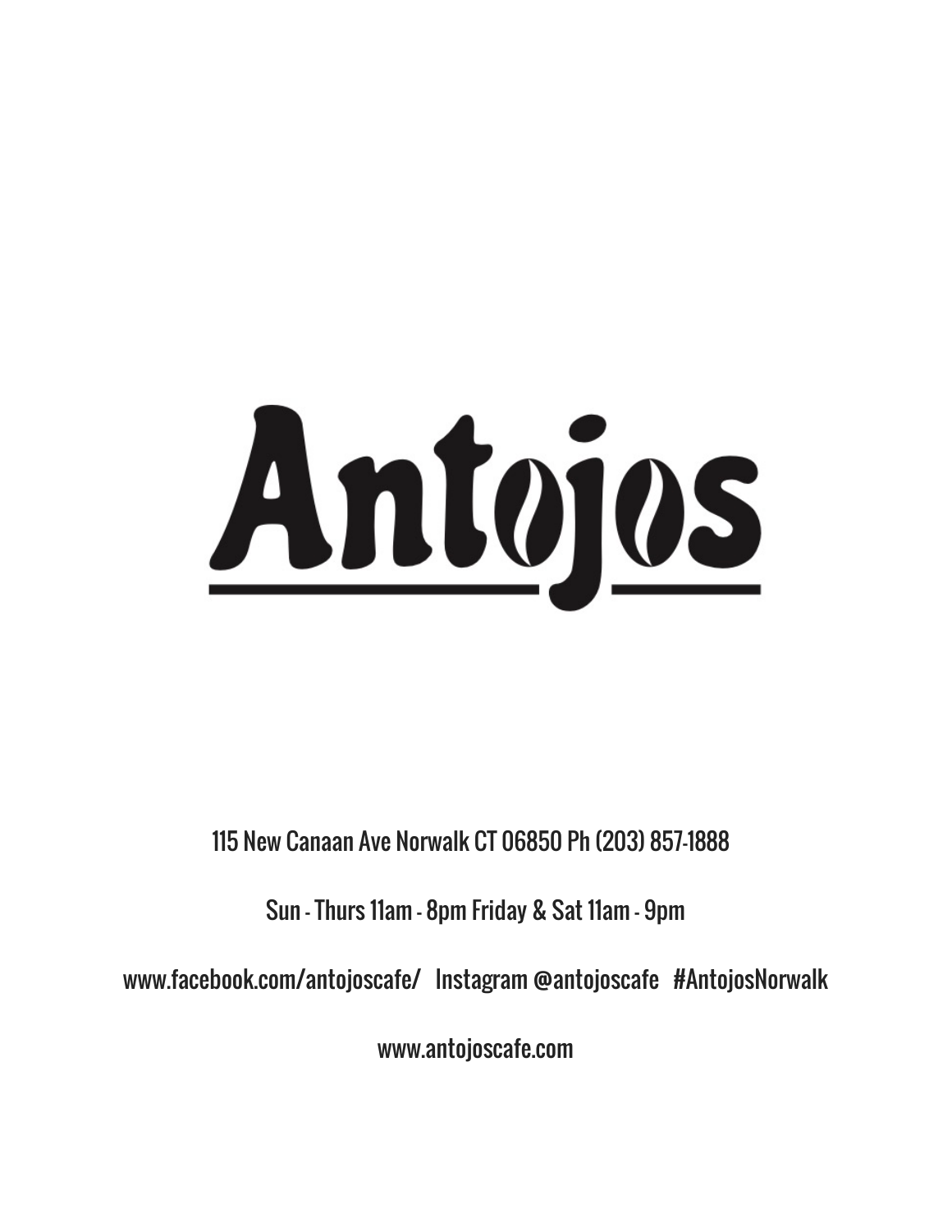# Antojos

115 New Canaan Ave Norwalk CT 06850 Ph (203) 857-1888

Sun - Thurs 11am - 8pm Friday & Sat 11am - 9pm

www.facebook.com/antojoscafe/   Instagram @antojoscafe   #AntojosNorwalk

www.antojoscafe.com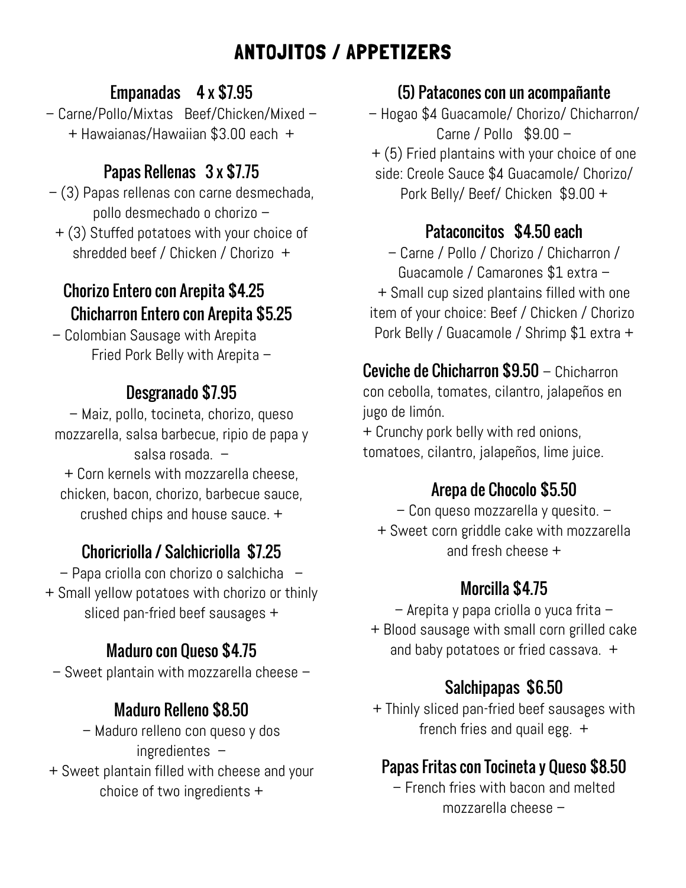# ANTOJITOS / APPETIZERS

## Empanadas 4 x $7.95

– Carne/Pollo/Mixtas Beef/Chicken/Mixed –

+ Hawaianas/Hawaiian $3.00 each +

## Papas Rellenas 3 x $7.75

– (3) Papas rellenas con carne desmechada, pollo desmechado o chorizo –

+ (3) Stuffed potatoes with your choice of shredded beef / Chicken / Chorizo +

## Chorizo Entero con Arepita $4.25

## Chicharron Entero con Arepita $5.25

– Colombian Sausage with Arepita

Fried Pork Belly with Arepita –

## Desgranado $7.95

– Maiz, pollo, tocineta, chorizo, queso mozzarella, salsa barbecue, ripio de papa y salsa rosada. –

+ Corn kernels with mozzarella cheese, chicken, bacon, chorizo, barbecue sauce, crushed chips and house sauce. +

## Choricriolla / Salchicriolla $7.25

– Papa criolla con chorizo o salchicha –

+ Small yellow potatoes with chorizo or thinly sliced pan-fried beef sausages +

## Maduro con Queso $4.75

– Sweet plantain with mozzarella cheese –

## Maduro Relleno $8.50

– Maduro relleno con queso y dos ingredientes –

+ Sweet plantain filled with cheese and your choice of two ingredients +

## (5) Patacones con un acompañante

– Hogao $4 Guacamole/ Chorizo/ Chicharron/ Carne / Pollo $9.00 –

+ (5) Fried plantains with your choice of one side: Creole Sauce $4 Guacamole/ Chorizo/ Pork Belly/ Beef/ Chicken $9.00 +

## Pataconcitos $4.50 each

– Carne / Pollo / Chorizo / Chicharron / Guacamole / Camarones $1 extra –

+ Small cup sized plantains filled with one item of your choice: Beef / Chicken / Chorizo Pork Belly / Guacamole / Shrimp $1 extra +

## Ceviche de Chicharron $9.50

– Chicharron con cebolla, tomates, cilantro, jalapeños en jugo de limón.

+ Crunchy pork belly with red onions, tomatoes, cilantro, jalapeños, lime juice.

## Arepa de Chocolo $5.50

– Con queso mozzarella y quesito. –

+ Sweet corn griddle cake with mozzarella and fresh cheese +

## Morcilla $4.75

– Arepita y papa criolla o yuca frita –

+ Blood sausage with small corn grilled cake and baby potatoes or fried cassava. +

## Salchipapas $6.50

+ Thinly sliced pan-fried beef sausages with french fries and quail egg. +

## Papas Fritas con Tocineta y Queso $8.50

– French fries with bacon and melted mozzarella cheese –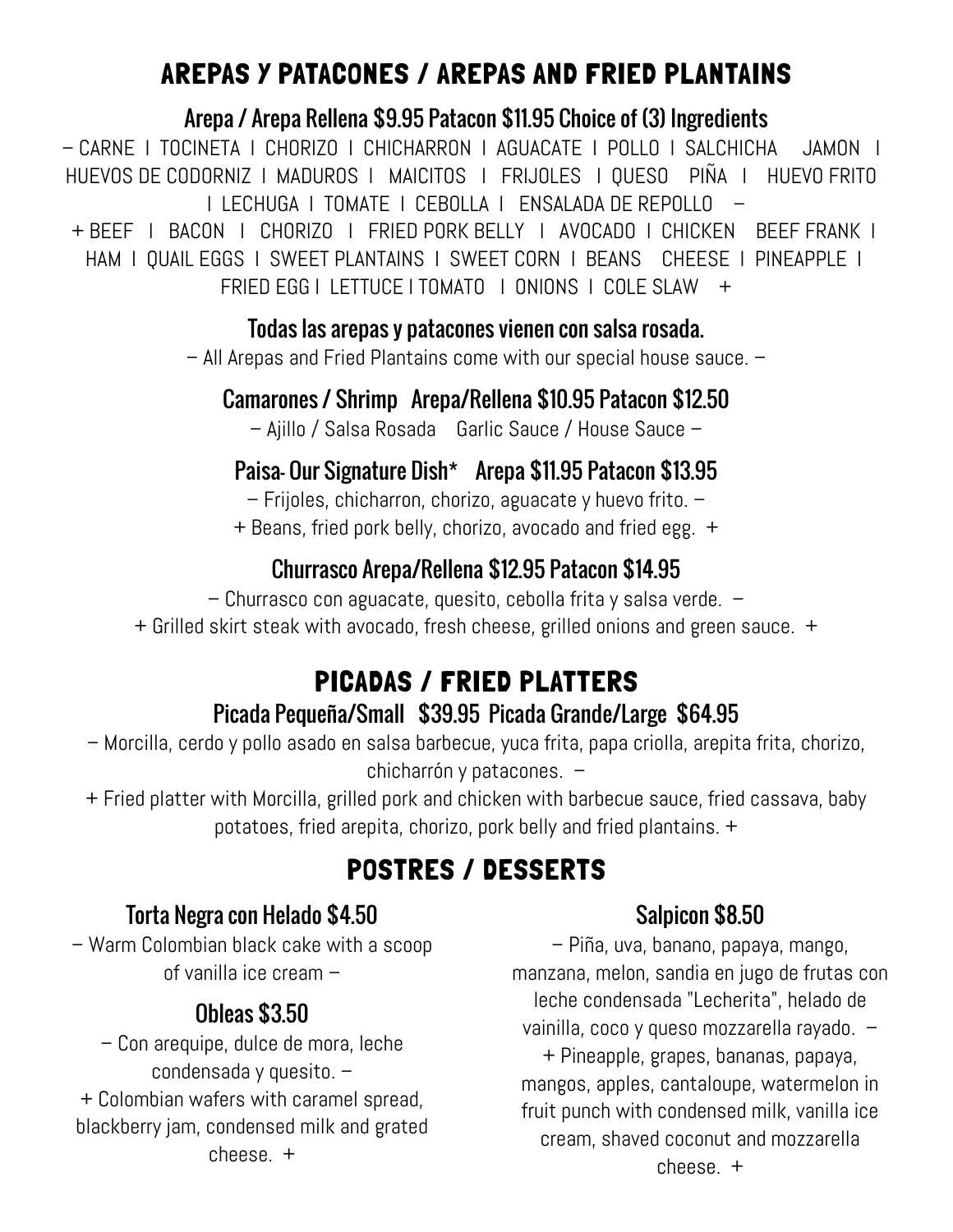## AREPAS Y PATACONES / AREPAS AND FRIED PLANTAINS

### Arepa / Arepa Rellena $9.95 Patacon $11.95 Choice of (3) Ingredients

– CARNE I TOCINETA I CHORIZO I CHICHARRON I AGUACATE I POLLO I SALCHICHA JAMON I HUEVOS DE CODORNIZ I MADUROS I MAICITOS I FRIJOLES I QUESO PIÑA I HUEVO FRITO I LECHUGA I TOMATE I CEBOLLA I ENSALADA DE REPOLLO –

+ BEEF I BACON I CHORIZO I FRIED PORK BELLY I AVOCADO I CHICKEN BEEF FRANK I HAM I QUAIL EGGS I SWEET PLANTAINS I SWEET CORN I BEANS CHEESE I PINEAPPLE I FRIED EGG I LETTUCE I TOMATO I ONIONS I COLE SLAW +

### Todas las arepas y patacones vienen con salsa rosada.

– All Arepas and Fried Plantains come with our special house sauce. –

### Camarones / Shrimp Arepa/Rellena $10.95 Patacon $12.50

– Ajillo / Salsa Rosada Garlic Sauce / House Sauce –

### Paisa- Our Signature Dish* Arepa $11.95 Patacon $13.95

– Frijoles, chicharron, chorizo, aguacate y huevo frito. –

+ Beans, fried pork belly, chorizo, avocado and fried egg. +

### Churrasco Arepa/Rellena $12.95 Patacon $14.95

– Churrasco con aguacate, quesito, cebolla frita y salsa verde. –

+ Grilled skirt steak with avocado, fresh cheese, grilled onions and green sauce. +

## PICADAS / FRIED PLATTERS

### Picada Pequeña/Small $39.95 Picada Grande/Large $64.95

– Morcilla, cerdo y pollo asado en salsa barbecue, yuca frita, papa criolla, arepita frita, chorizo, chicharrón y patacones. –

+ Fried platter with Morcilla, grilled pork and chicken with barbecue sauce, fried cassava, baby potatoes, fried arepita, chorizo, pork belly and fried plantains. +

## POSTRES / DESSERTS

### Torta Negra con Helado $4.50

– Warm Colombian black cake with a scoop of vanilla ice cream –

### Obleas $3.50

– Con arequipe, dulce de mora, leche condensada y quesito. –

+ Colombian wafers with caramel spread, blackberry jam, condensed milk and grated cheese. +

### Salpicon $8.50

– Piña, uva, banano, papaya, mango, manzana, melon, sandia en jugo de frutas con leche condensada "Lecherita", helado de vainilla, coco y queso mozzarella rayado. –

+ Pineapple, grapes, bananas, papaya, mangos, apples, cantaloupe, watermelon in fruit punch with condensed milk, vanilla ice cream, shaved coconut and mozzarella cheese. +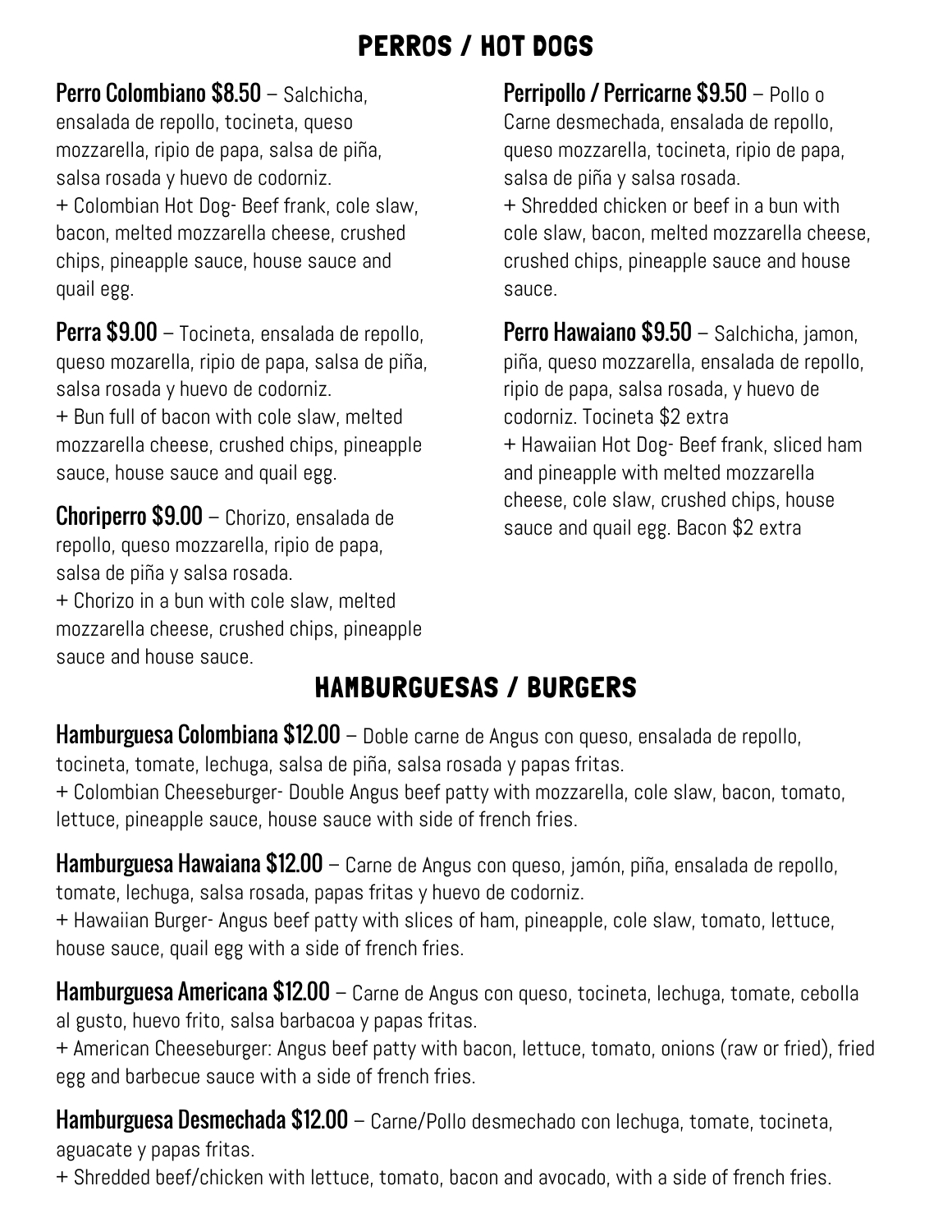# PERROS / HOT DOGS

**Perro Colombiano $8.50** – Salchicha, ensalada de repollo, tocineta, queso mozzarella, ripio de papa, salsa de piña, salsa rosada y huevo de codorniz.
+ Colombian Hot Dog- Beef frank, cole slaw, bacon, melted mozzarella cheese, crushed chips, pineapple sauce, house sauce and quail egg.

**Perra $9.00** – Tocineta, ensalada de repollo, queso mozarella, ripio de papa, salsa de piña, salsa rosada y huevo de codorniz.
+ Bun full of bacon with cole slaw, melted mozzarella cheese, crushed chips, pineapple sauce, house sauce and quail egg.

**Choriperro $9.00** – Chorizo, ensalada de repollo, queso mozzarella, ripio de papa, salsa de piña y salsa rosada.
+ Chorizo in a bun with cole slaw, melted mozzarella cheese, crushed chips, pineapple sauce and house sauce.

**Perripollo / Perricarne $9.50** – Pollo o Carne desmechada, ensalada de repollo, queso mozzarella, tocineta, ripio de papa, salsa de piña y salsa rosada.
+ Shredded chicken or beef in a bun with cole slaw, bacon, melted mozzarella cheese, crushed chips, pineapple sauce and house sauce.

**Perro Hawaiano $9.50** – Salchicha, jamon, piña, queso mozzarella, ensalada de repollo, ripio de papa, salsa rosada, y huevo de codorniz. Tocineta $2 extra
+ Hawaiian Hot Dog- Beef frank, sliced ham and pineapple with melted mozzarella cheese, cole slaw, crushed chips, house sauce and quail egg. Bacon $2 extra

# HAMBURGUESAS / BURGERS

**Hamburguesa Colombiana $12.00** – Doble carne de Angus con queso, ensalada de repollo, tocineta, tomate, lechuga, salsa de piña, salsa rosada y papas fritas.
+ Colombian Cheeseburger- Double Angus beef patty with mozzarella, cole slaw, bacon, tomato, lettuce, pineapple sauce, house sauce with side of french fries.

**Hamburguesa Hawaiana $12.00** – Carne de Angus con queso, jamón, piña, ensalada de repollo, tomate, lechuga, salsa rosada, papas fritas y huevo de codorniz.
+ Hawaiian Burger- Angus beef patty with slices of ham, pineapple, cole slaw, tomato, lettuce, house sauce, quail egg with a side of french fries.

**Hamburguesa Americana $12.00** – Carne de Angus con queso, tocineta, lechuga, tomate, cebolla al gusto, huevo frito, salsa barbacoa y papas fritas.
+ American Cheeseburger: Angus beef patty with bacon, lettuce, tomato, onions (raw or fried), fried egg and barbecue sauce with a side of french fries.

**Hamburguesa Desmechada $12.00** – Carne/Pollo desmechado con lechuga, tomate, tocineta, aguacate y papas fritas.
+ Shredded beef/chicken with lettuce, tomato, bacon and avocado, with a side of french fries.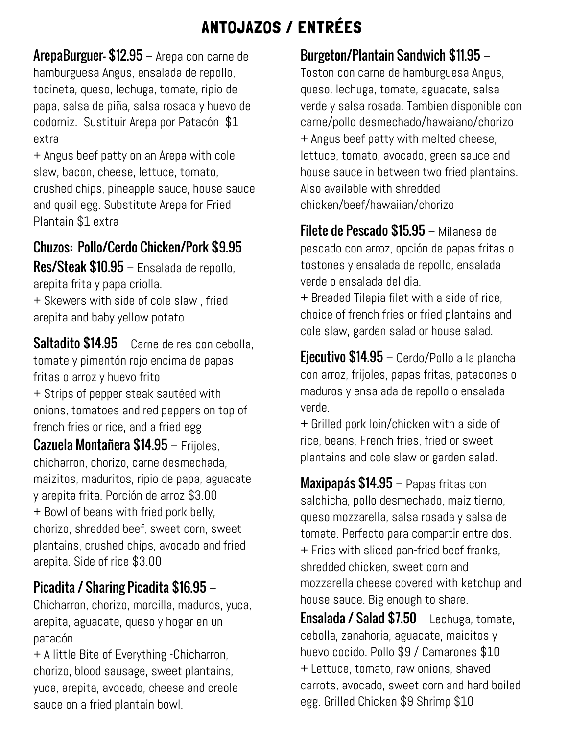# ANTOJAZOS / ENTRÉES

**ArepaBurguer- $12.95** – Arepa con carne de hamburguesa Angus, ensalada de repollo, tocineta, queso, lechuga, tomate, ripio de papa, salsa de piña, salsa rosada y huevo de codorniz. Sustituir Arepa por Patacón $1 extra

+ Angus beef patty on an Arepa with cole slaw, bacon, cheese, lettuce, tomato, crushed chips, pineapple sauce, house sauce and quail egg. Substitute Arepa for Fried Plantain $1 extra

**Chuzos: Pollo/Cerdo Chicken/Pork $9.95**
**Res/Steak $10.95** – Ensalada de repollo, arepita frita y papa criolla.

+ Skewers with side of cole slaw , fried arepita and baby yellow potato.

**Saltadito $14.95** – Carne de res con cebolla, tomate y pimentón rojo encima de papas fritas o arroz y huevo frito

+ Strips of pepper steak sautéed with onions, tomatoes and red peppers on top of french fries or rice, and a fried egg

**Cazuela Montañera $14.95** – Frijoles, chicharron, chorizo, carne desmechada, maizitos, maduritos, ripio de papa, aguacate y arepita frita. Porción de arroz $3.00

+ Bowl of beans with fried pork belly, chorizo, shredded beef, sweet corn, sweet plantains, crushed chips, avocado and fried arepita. Side of rice $3.00

**Picadita / Sharing Picadita $16.95** – Chicharron, chorizo, morcilla, maduros, yuca, arepita, aguacate, queso y hogar en un patacón.

+ A little Bite of Everything -Chicharron, chorizo, blood sausage, sweet plantains, yuca, arepita, avocado, cheese and creole sauce on a fried plantain bowl.

**Burgeton/Plantain Sandwich $11.95** – Toston con carne de hamburguesa Angus, queso, lechuga, tomate, aguacate, salsa verde y salsa rosada. Tambien disponible con carne/pollo desmechado/hawaiano/chorizo

+ Angus beef patty with melted cheese, lettuce, tomato, avocado, green sauce and house sauce in between two fried plantains. Also available with shredded chicken/beef/hawaiian/chorizo

**Filete de Pescado $15.95** – Milanesa de pescado con arroz, opción de papas fritas o tostones y ensalada de repollo, ensalada verde o ensalada del dia.

+ Breaded Tilapia filet with a side of rice, choice of french fries or fried plantains and cole slaw, garden salad or house salad.

**Ejecutivo $14.95** – Cerdo/Pollo a la plancha con arroz, frijoles, papas fritas, patacones o maduros y ensalada de repollo o ensalada verde.

+ Grilled pork loin/chicken with a side of rice, beans, French fries, fried or sweet plantains and cole slaw or garden salad.

**Maxipapás $14.95** – Papas fritas con salchicha, pollo desmechado, maiz tierno, queso mozzarella, salsa rosada y salsa de tomate. Perfecto para compartir entre dos.

+ Fries with sliced pan-fried beef franks, shredded chicken, sweet corn and mozzarella cheese covered with ketchup and house sauce. Big enough to share.

**Ensalada / Salad $7.50** – Lechuga, tomate, cebolla, zanahoria, aguacate, maicitos y huevo cocido. Pollo $9 / Camarones $10

+ Lettuce, tomato, raw onions, shaved carrots, avocado, sweet corn and hard boiled egg. Grilled Chicken $9 Shrimp $10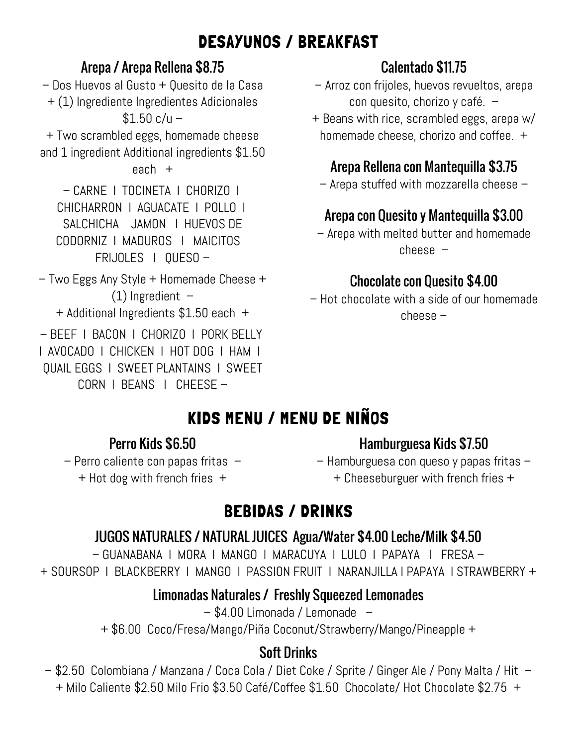# DESAYUNOS / BREAKFAST

## Arepa / Arepa Rellena $8.75

– Dos Huevos al Gusto + Quesito de la Casa + (1) Ingrediente Ingredientes Adicionales $1.50 c/u –

+ Two scrambled eggs, homemade cheese and 1 ingredient Additional ingredients $1.50 each +

– CARNE I TOCINETA I CHORIZO I CHICHARRON I AGUACATE I POLLO I SALCHICHA JAMON I HUEVOS DE CODORNIZ I MADUROS I MAICITOS FRIJOLES I QUESO –

– Two Eggs Any Style + Homemade Cheese + (1) Ingredient –

+ Additional Ingredients $1.50 each +

– BEEF I BACON I CHORIZO I PORK BELLY I AVOCADO I CHICKEN I HOT DOG I HAM I QUAIL EGGS I SWEET PLANTAINS I SWEET CORN I BEANS I CHEESE –

## Calentado $11.75

– Arroz con frijoles, huevos revueltos, arepa con quesito, chorizo y café. –

+ Beans with rice, scrambled eggs, arepa w/ homemade cheese, chorizo and coffee. +

## Arepa Rellena con Mantequilla $3.75

– Arepa stuffed with mozzarella cheese –

## Arepa con Quesito y Mantequilla $3.00

– Arepa with melted butter and homemade cheese –

## Chocolate con Quesito $4.00

– Hot chocolate with a side of our homemade cheese –

# KIDS MENU / MENU DE NIÑOS

## Perro Kids $6.50

– Perro caliente con papas fritas –

+ Hot dog with french fries +

## Hamburguesa Kids $7.50

– Hamburguesa con queso y papas fritas –

+ Cheeseburguer with french fries +

# BEBIDAS / DRINKS

## JUGOS NATURALES / NATURAL JUICES Agua/Water $4.00 Leche/Milk $4.50

– GUANABANA I MORA I MANGO I MARACUYA I LULO I PAPAYA I FRESA –

+ SOURSOP I BLACKBERRY I MANGO I PASSION FRUIT I NARANJILLA I PAPAYA I STRAWBERRY +

## Limonadas Naturales / Freshly Squeezed Lemonades

– $4.00 Limonada / Lemonade –

+ $6.00 Coco/Fresa/Mango/Piña Coconut/Strawberry/Mango/Pineapple +

## Soft Drinks

– $2.50 Colombiana / Manzana / Coca Cola / Diet Coke / Sprite / Ginger Ale / Pony Malta / Hit –

+ Milo Caliente $2.50 Milo Frio $3.50 Café/Coffee $1.50 Chocolate/ Hot Chocolate $2.75 +